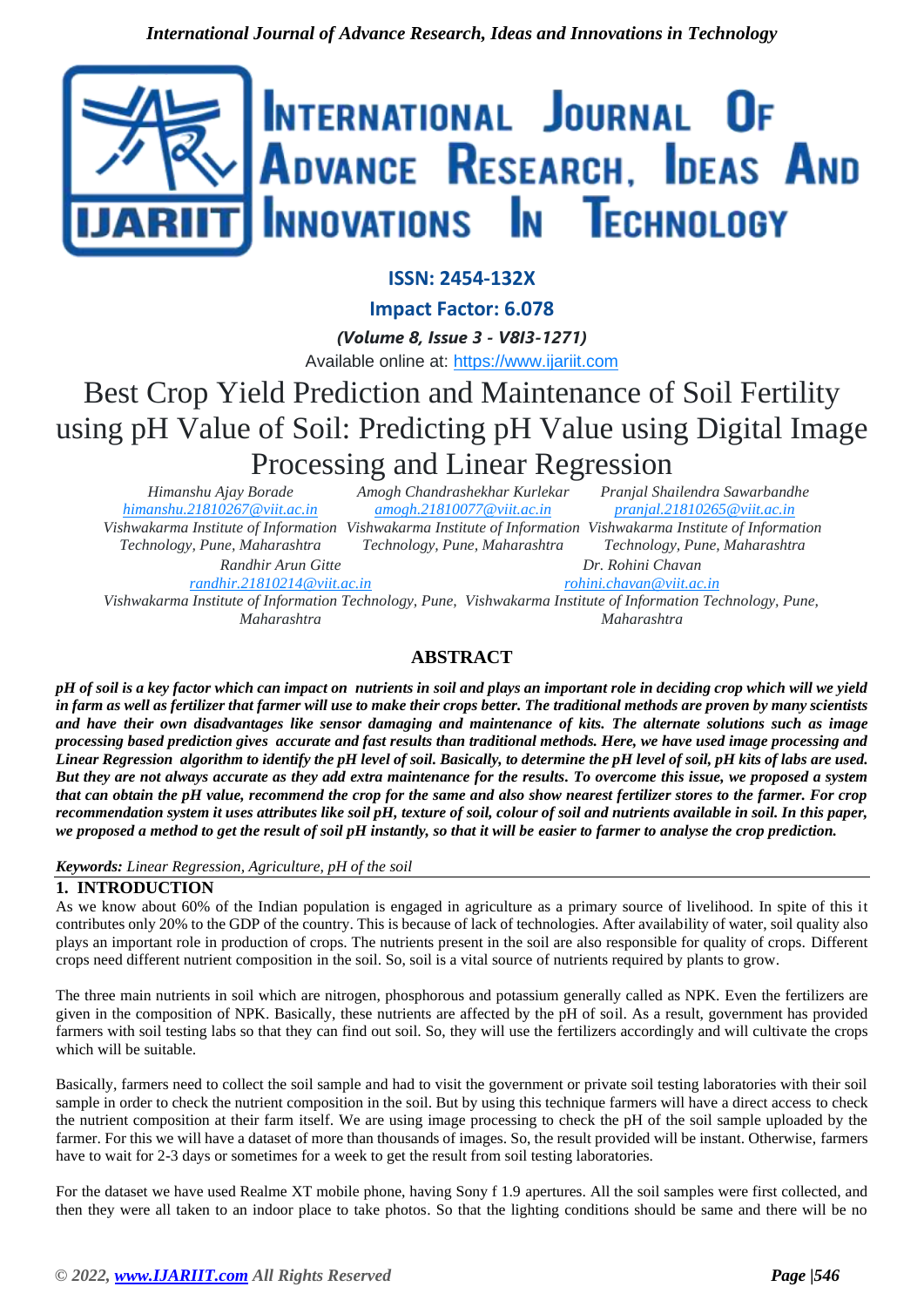ISSN: 2454-132X

Impact Factor: 6.078

*(Volume 8, Issue 3 - V8I3-1271)*

Available online at: https://www.ijariit.com

# Best Crop Yield Prediction and Maintenance of Soil Fertility using pH Value of Soil: Predicting pH Value using Digital Image Processing and Linear Regression

*Himanshu Ajay Borade*
himanshu.21810267@viit.ac.in
*Vishwakarma Institute of Information Technology, Pune, Maharashtra*

*Amogh Chandrashekhar Kurlekar*
amogh.21810077@viit.ac.in
*Vishwakarma Institute of Information Technology, Pune, Maharashtra*

*Pranjal Shailendra Sawarbandhe*
pranjal.21810265@viit.ac.in
*Vishwakarma Institute of Information Technology, Pune, Maharashtra*

*Randhir Arun Gitte*
randhir.21810214@viit.ac.in
*Vishwakarma Institute of Information Technology, Pune, Maharashtra*

*Dr. Rohini Chavan*
rohini.chavan@viit.ac.in
*Vishwakarma Institute of Information Technology, Pune, Maharashtra*

## ABSTRACT

***pH of soil is a key factor which can impact on nutrients in soil and plays an important role in deciding crop which will we yield in farm as well as fertilizer that farmer will use to make their crops better. The traditional methods are proven by many scientists and have their own disadvantages like sensor damaging and maintenance of kits. The alternate solutions such as image processing based prediction gives accurate and fast results than traditional methods. Here, we have used image processing and Linear Regression algorithm to identify the pH level of soil. Basically, to determine the pH level of soil, pH kits of labs are used. But they are not always accurate as they add extra maintenance for the results. To overcome this issue, we proposed a system that can obtain the pH value, recommend the crop for the same and also show nearest fertilizer stores to the farmer. For crop recommendation system it uses attributes like soil pH, texture of soil, colour of soil and nutrients available in soil. In this paper, we proposed a method to get the result of soil pH instantly, so that it will be easier to farmer to analyse the crop prediction.***

***Keywords:*** *Linear Regression, Agriculture, pH of the soil*

## 1. INTRODUCTION

As we know about 60% of the Indian population is engaged in agriculture as a primary source of livelihood. In spite of this it contributes only 20% to the GDP of the country. This is because of lack of technologies. After availability of water, soil quality also plays an important role in production of crops. The nutrients present in the soil are also responsible for quality of crops. Different crops need different nutrient composition in the soil. So, soil is a vital source of nutrients required by plants to grow.

The three main nutrients in soil which are nitrogen, phosphorous and potassium generally called as NPK. Even the fertilizers are given in the composition of NPK. Basically, these nutrients are affected by the pH of soil. As a result, government has provided farmers with soil testing labs so that they can find out soil. So, they will use the fertilizers accordingly and will cultivate the crops which will be suitable.

Basically, farmers need to collect the soil sample and had to visit the government or private soil testing laboratories with their soil sample in order to check the nutrient composition in the soil. But by using this technique farmers will have a direct access to check the nutrient composition at their farm itself. We are using image processing to check the pH of the soil sample uploaded by the farmer. For this we will have a dataset of more than thousands of images. So, the result provided will be instant. Otherwise, farmers have to wait for 2-3 days or sometimes for a week to get the result from soil testing laboratories.

For the dataset we have used Realme XT mobile phone, having Sony f 1.9 apertures. All the soil samples were first collected, and then they were all taken to an indoor place to take photos. So that the lighting conditions should be same and there will be no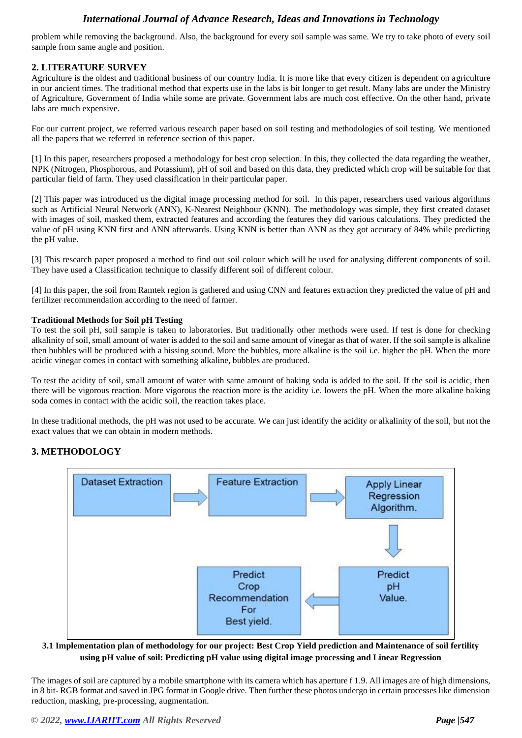problem while removing the background. Also, the background for every soil sample was same. We try to take photo of every soil sample from same angle and position.

## 2. LITERATURE SURVEY

Agriculture is the oldest and traditional business of our country India. It is more like that every citizen is dependent on agriculture in our ancient times. The traditional method that experts use in the labs is bit longer to get result. Many labs are under the Ministry of Agriculture, Government of India while some are private. Government labs are much cost effective. On the other hand, private labs are much expensive.

For our current project, we referred various research paper based on soil testing and methodologies of soil testing. We mentioned all the papers that we referred in reference section of this paper.

[1] In this paper, researchers proposed a methodology for best crop selection. In this, they collected the data regarding the weather, NPK (Nitrogen, Phosphorous, and Potassium), pH of soil and based on this data, they predicted which crop will be suitable for that particular field of farm. They used classification in their particular paper.

[2] This paper was introduced us the digital image processing method for soil. In this paper, researchers used various algorithms such as Artificial Neural Network (ANN), K-Nearest Neighbour (KNN). The methodology was simple, they first created dataset with images of soil, masked them, extracted features and according the features they did various calculations. They predicted the value of pH using KNN first and ANN afterwards. Using KNN is better than ANN as they got accuracy of 84% while predicting the pH value.

[3] This research paper proposed a method to find out soil colour which will be used for analysing different components of soil. They have used a Classification technique to classify different soil of different colour.

[4] In this paper, the soil from Ramtek region is gathered and using CNN and features extraction they predicted the value of pH and fertilizer recommendation according to the need of farmer.

**Traditional Methods for Soil pH Testing**

To test the soil pH, soil sample is taken to laboratories. But traditionally other methods were used. If test is done for checking alkalinity of soil, small amount of water is added to the soil and same amount of vinegar as that of water. If the soil sample is alkaline then bubbles will be produced with a hissing sound. More the bubbles, more alkaline is the soil i.e. higher the pH. When the more acidic vinegar comes in contact with something alkaline, bubbles are produced.

To test the acidity of soil, small amount of water with same amount of baking soda is added to the soil. If the soil is acidic, then there will be vigorous reaction. More vigorous the reaction more is the acidity i.e. lowers the pH. When the more alkaline baking soda comes in contact with the acidic soil, the reaction takes place.

In these traditional methods, the pH was not used to be accurate. We can just identify the acidity or alkalinity of the soil, but not the exact values that we can obtain in modern methods.

## 3. METHODOLOGY

Dataset Extraction → Feature Extraction → Apply Linear Regression Algorithm. → Predict pH Value. → Predict Crop Recommendation For Best yield.

**3.1 Implementation plan of methodology for our project: Best Crop Yield prediction and Maintenance of soil fertility using pH value of soil: Predicting pH value using digital image processing and Linear Regression**

The images of soil are captured by a mobile smartphone with its camera which has aperture f 1.9. All images are of high dimensions, in 8 bit- RGB format and saved in JPG format in Google drive. Then further these photos undergo in certain processes like dimension reduction, masking, pre-processing, augmentation.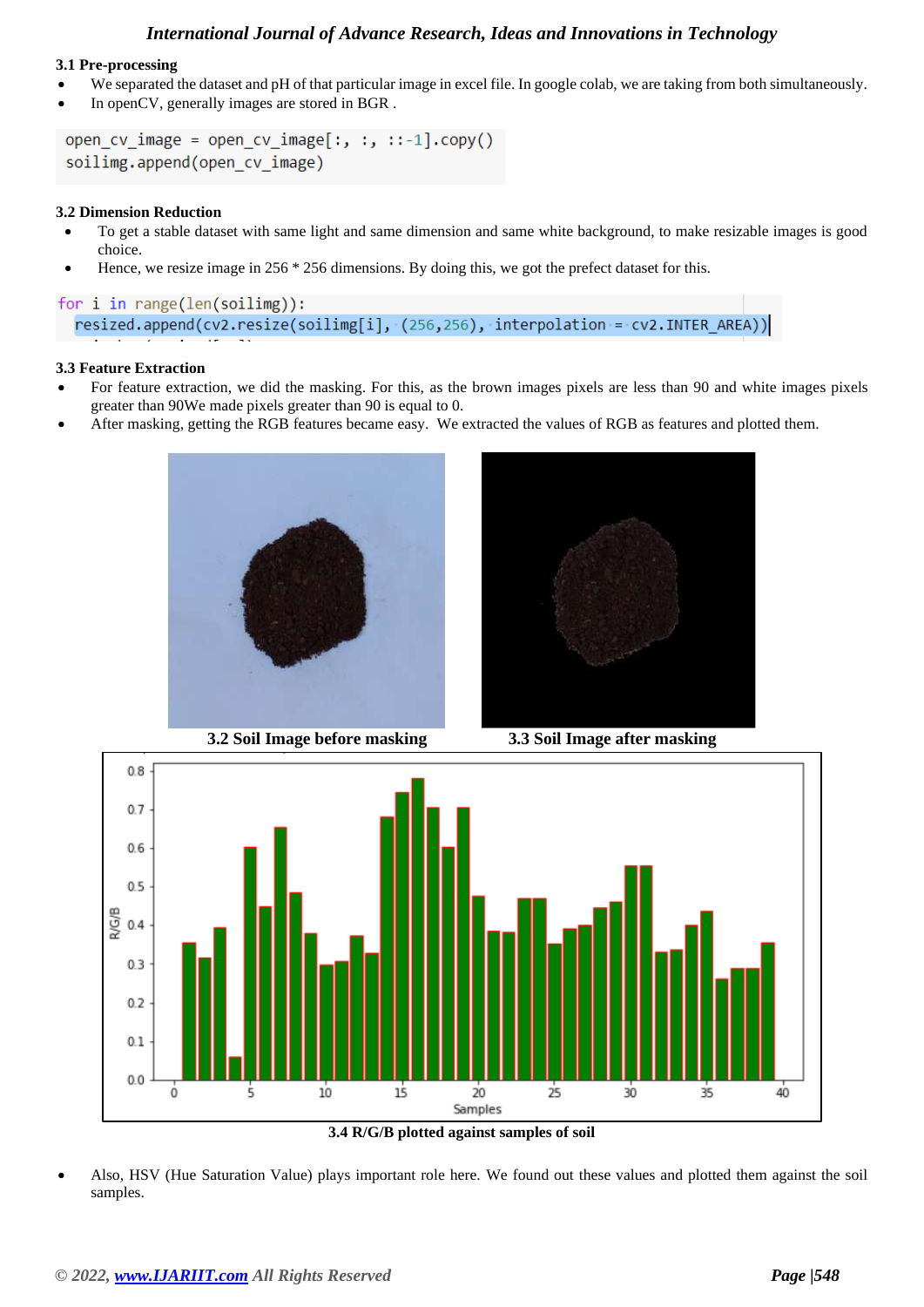### 3.1 Pre-processing

- We separated the dataset and pH of that particular image in excel file. In google colab, we are taking from both simultaneously.
- In openCV, generally images are stored in BGR .

```
open_cv_image = open_cv_image[:, :, ::-1].copy()
soilimg.append(open_cv_image)
```

### 3.2 Dimension Reduction

- To get a stable dataset with same light and same dimension and same white background, to make resizable images is good choice.
- Hence, we resize image in 256 * 256 dimensions. By doing this, we got the prefect dataset for this.

```
for i in range(len(soilimg)):
  resized.append(cv2.resize(soilimg[i], (256,256), interpolation = cv2.INTER_AREA))
```

### 3.3 Feature Extraction

- For feature extraction, we did the masking. For this, as the brown images pixels are less than 90 and white images pixels greater than 90We made pixels greater than 90 is equal to 0.
- After masking, getting the RGB features became easy. We extracted the values of RGB as features and plotted them.

**3.2 Soil Image before masking**

**3.3 Soil Image after masking**

**3.4 R/G/B plotted against samples of soil**

- Also, HSV (Hue Saturation Value) plays important role here. We found out these values and plotted them against the soil samples.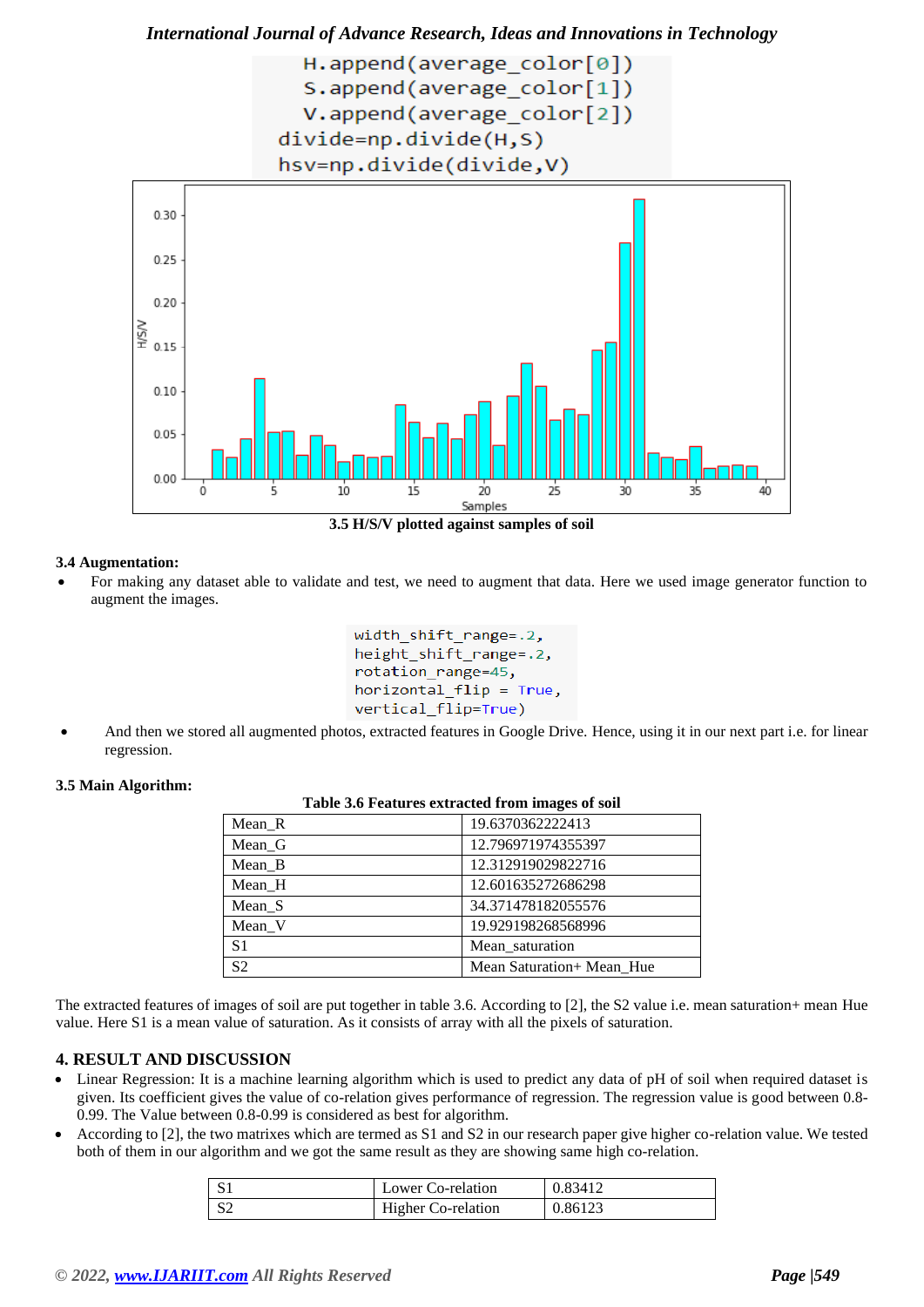```
    H.append(average_color[0])
    S.append(average_color[1])
    V.append(average_color[2])
divide=np.divide(H,S)
hsv=np.divide(divide,V)
```

**3.5 H/S/V plotted against samples of soil**

### 3.4 Augmentation:

- For making any dataset able to validate and test, we need to augment that data. Here we used image generator function to augment the images.

```
width_shift_range=.2,
height_shift_range=.2,
rotation_range=45,
horizontal_flip = True,
vertical_flip=True)
```

- And then we stored all augmented photos, extracted features in Google Drive. Hence, using it in our next part i.e. for linear regression.

### 3.5 Main Algorithm:

**Table 3.6 Features extracted from images of soil**

| | |
|---|---|
| Mean_R | 19.6370362222413 |
| Mean_G | 12.796971974355397 |
| Mean_B | 12.312919029822716 |
| Mean_H | 12.601635272686298 |
| Mean_S | 34.371478182055576 |
| Mean_V | 19.929198268568996 |
| S1 | Mean_saturation |
| S2 | Mean Saturation+ Mean_Hue |

The extracted features of images of soil are put together in table 3.6. According to [2], the S2 value i.e. mean saturation+ mean Hue value. Here S1 is a mean value of saturation. As it consists of array with all the pixels of saturation.

## 4. RESULT AND DISCUSSION

- Linear Regression: It is a machine learning algorithm which is used to predict any data of pH of soil when required dataset is given. Its coefficient gives the value of co-relation gives performance of regression. The regression value is good between 0.8-0.99. The Value between 0.8-0.99 is considered as best for algorithm.
- According to [2], the two matrixes which are termed as S1 and S2 in our research paper give higher co-relation value. We tested both of them in our algorithm and we got the same result as they are showing same high co-relation.

| | | |
|---|---|---|
| S1 | Lower Co-relation | 0.83412 |
| S2 | Higher Co-relation | 0.86123 |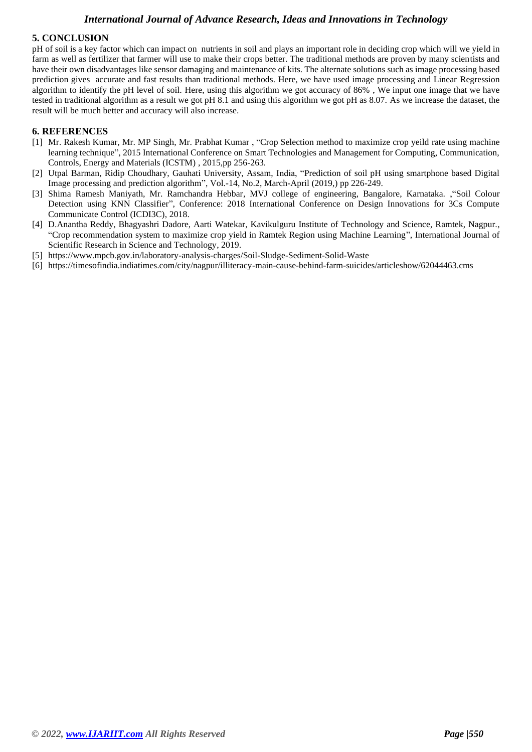## 5. CONCLUSION

pH of soil is a key factor which can impact on nutrients in soil and plays an important role in deciding crop which will we yield in farm as well as fertilizer that farmer will use to make their crops better. The traditional methods are proven by many scientists and have their own disadvantages like sensor damaging and maintenance of kits. The alternate solutions such as image processing based prediction gives accurate and fast results than traditional methods. Here, we have used image processing and Linear Regression algorithm to identify the pH level of soil. Here, using this algorithm we got accuracy of 86% , We input one image that we have tested in traditional algorithm as a result we got pH 8.1 and using this algorithm we got pH as 8.07. As we increase the dataset, the result will be much better and accuracy will also increase.

## 6. REFERENCES

[1] Mr. Rakesh Kumar, Mr. MP Singh, Mr. Prabhat Kumar , "Crop Selection method to maximize crop yeild rate using machine learning technique", 2015 International Conference on Smart Technologies and Management for Computing, Communication, Controls, Energy and Materials (ICSTM) , 2015,pp 256-263.

[2] Utpal Barman, Ridip Choudhary, Gauhati University, Assam, India, "Prediction of soil pH using smartphone based Digital Image processing and prediction algorithm", Vol.-14, No.2, March-April (2019,) pp 226-249.

[3] Shima Ramesh Maniyath, Mr. Ramchandra Hebbar, MVJ college of engineering, Bangalore, Karnataka. ,"Soil Colour Detection using KNN Classifier", Conference: 2018 International Conference on Design Innovations for 3Cs Compute Communicate Control (ICDI3C), 2018.

[4] D.Anantha Reddy, Bhagyashri Dadore, Aarti Watekar, Kavikulguru Institute of Technology and Science, Ramtek, Nagpur., "Crop recommendation system to maximize crop yield in Ramtek Region using Machine Learning", International Journal of Scientific Research in Science and Technology, 2019.

[5] https://www.mpcb.gov.in/laboratory-analysis-charges/Soil-Sludge-Sediment-Solid-Waste

[6] https://timesofindia.indiatimes.com/city/nagpur/illiteracy-main-cause-behind-farm-suicides/articleshow/62044463.cms